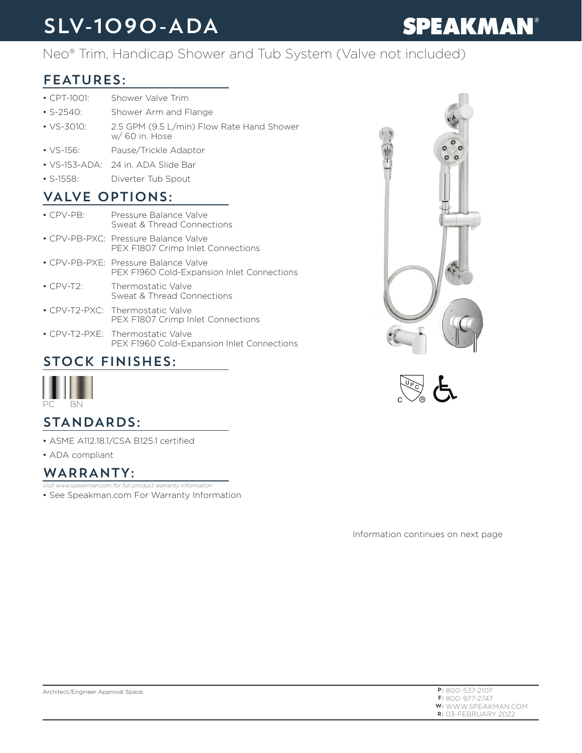# SLV-1090-ADA

**SPEAKMAN®**

Neo® Trim, Handicap Shower and Tub System (Valve not included)

## FEATURES:

- CPT-1001: Shower Valve Trim
- S-2540: Shower Arm and Flange
- VS-3010: 2.5 GPM (9.5 L/min) Flow Rate Hand Shower w/ 60 in. Hose
- VS-156: Pause/Trickle Adaptor
- VS-153-ADA: 24 in. ADA Slide Bar
- S-1558: Diverter Tub Spout

## VALVE OPTIONS:

- CPV-PB: Pressure Balance Valve Sweat & Thread Connections
- CPV-PB-PXC: Pressure Balance Valve PEX F1807 Crimp Inlet Connections
- CPV-PB-PXE: Pressure Balance Valve PEX F1960 Cold-Expansion Inlet Connections
- CPV-T2: Thermostatic Valve Sweat & Thread Connections
- CPV-T2-PXC: Thermostatic Valve PEX F1807 Crimp Inlet Connections
- CPV-T2-PXE: Thermostatic Valve PEX F1960 Cold-Expansion Inlet Connections

## STOCK FINISHES:

PC BN

## STANDARDS:

- ASME A112.18.1/CSA B125.1 certified
- ADA compliant

## WARRANTY:

*Visit www.speakman.com for full product warranty information*

- See Speakman.com For Warranty Information

Information continues on next page

Architect/Engineer Approval Space:

**P:** 800-537-2107
**F:** 800-977-2747
**W:** WWW.SPEAKMAN.COM
**R:** 03-FEBRUARY 2022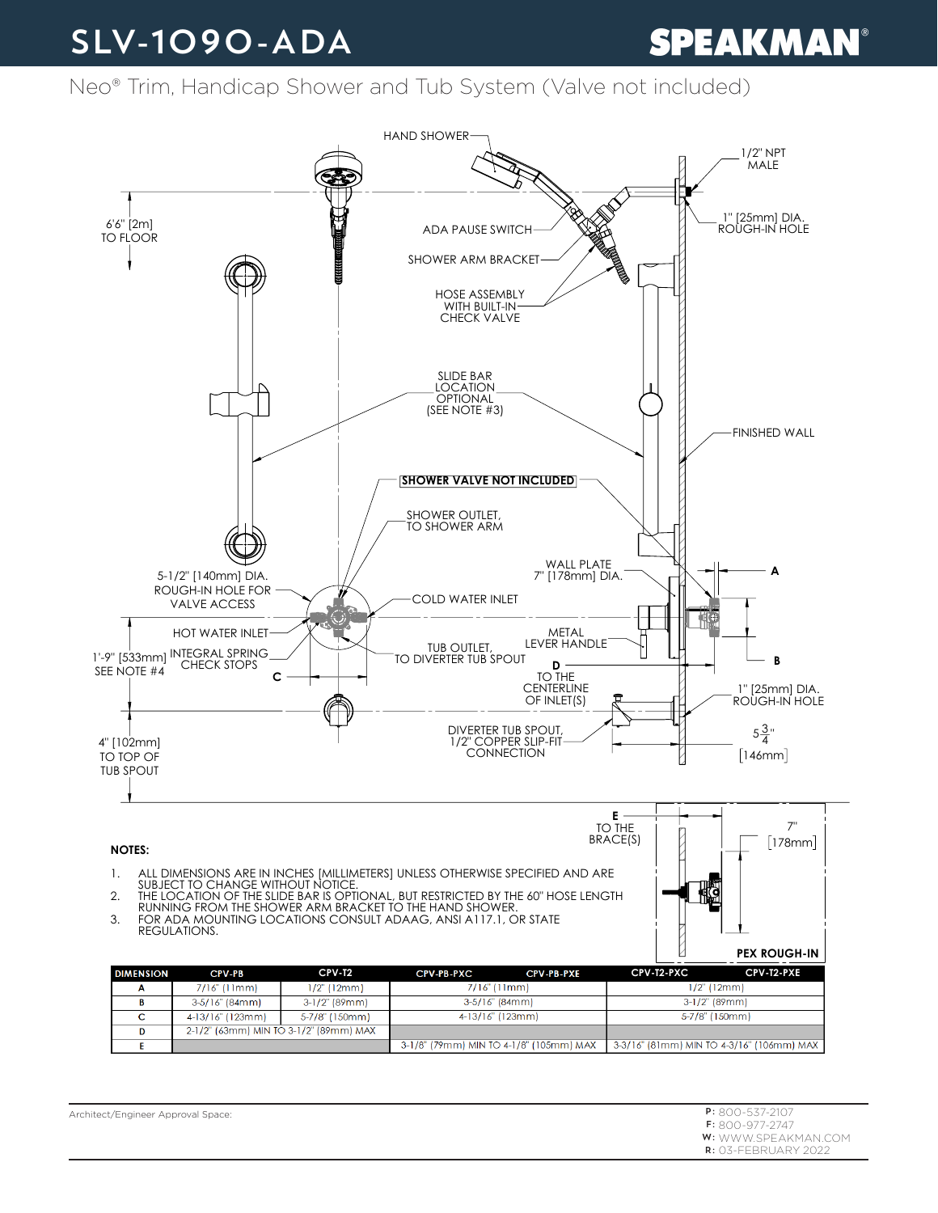# SLV-1090-ADA

**SPEAKMAN®**

Neo® Trim, Handicap Shower and Tub System (Valve not included)

HAND SHOWER

1/2" NPT MALE

1" [25mm] DIA. ROUGH-IN HOLE

6'6" [2m] TO FLOOR

ADA PAUSE SWITCH

SHOWER ARM BRACKET

HOSE ASSEMBLY WITH BUILT-IN CHECK VALVE

SLIDE BAR LOCATION OPTIONAL (SEE NOTE #3)

FINISHED WALL

SHOWER VALVE NOT INCLUDED

SHOWER OUTLET, TO SHOWER ARM

WALL PLATE 7" [178mm] DIA.

A

5-1/2" [140mm] DIA. ROUGH-IN HOLE FOR VALVE ACCESS

COLD WATER INLET

HOT WATER INLET

METAL LEVER HANDLE

1'-9" [533mm] SEE NOTE #4

INTEGRAL SPRING CHECK STOPS

TUB OUTLET, TO DIVERTER TUB SPOUT

B

C

D TO THE CENTERLINE OF INLET(S)

1" [25mm] DIA. ROUGH-IN HOLE

DIVERTER TUB SPOUT, 1/2" COPPER SLIP-FIT CONNECTION

$5\frac{3}{4}$"

[146mm]

4" [102mm] TO TOP OF TUB SPOUT

E TO THE BRACE(S)

7" [178mm]

PEX ROUGH-IN

**NOTES:**

1. ALL DIMENSIONS ARE IN INCHES [MILLIMETERS] UNLESS OTHERWISE SPECIFIED AND ARE SUBJECT TO CHANGE WITHOUT NOTICE.
2. THE LOCATION OF THE SLIDE BAR IS OPTIONAL, BUT RESTRICTED BY THE 60" HOSE LENGTH RUNNING FROM THE SHOWER ARM BRACKET TO THE HAND SHOWER.
3. FOR ADA MOUNTING LOCATIONS CONSULT ADAAG, ANSI A117.1, OR STATE REGULATIONS.

| DIMENSION | CPV-PB | CPV-T2 | CPV-PB-PXC / CPV-PB-PXE | CPV-T2-PXC / CPV-T2-PXE |
|---|---|---|---|---|
| A | 7/16" [11mm] | 1/2" [12mm] | 7/16" [11mm] | 1/2" [12mm] |
| B | 3-5/16" [84mm] | 3-1/2" [89mm] | 3-5/16" [84mm] | 3-1/2" [89mm] |
| C | 4-13/16" [123mm] | 5-7/8" [150mm] | 4-13/16" [123mm] | 5-7/8" [150mm] |
| D | 2-1/2" [63mm] MIN TO 3-1/2" [89mm] MAX | | | |
| E | | | 3-1/8" [79mm] MIN TO 4-1/8" [105mm] MAX | 3-3/16" [81mm] MIN TO 4-3/16" [106mm] MAX |

Architect/Engineer Approval Space:

P: 800-537-2107
F: 800-977-2747
W: WWW.SPEAKMAN.COM
R: 03-FEBRUARY 2022